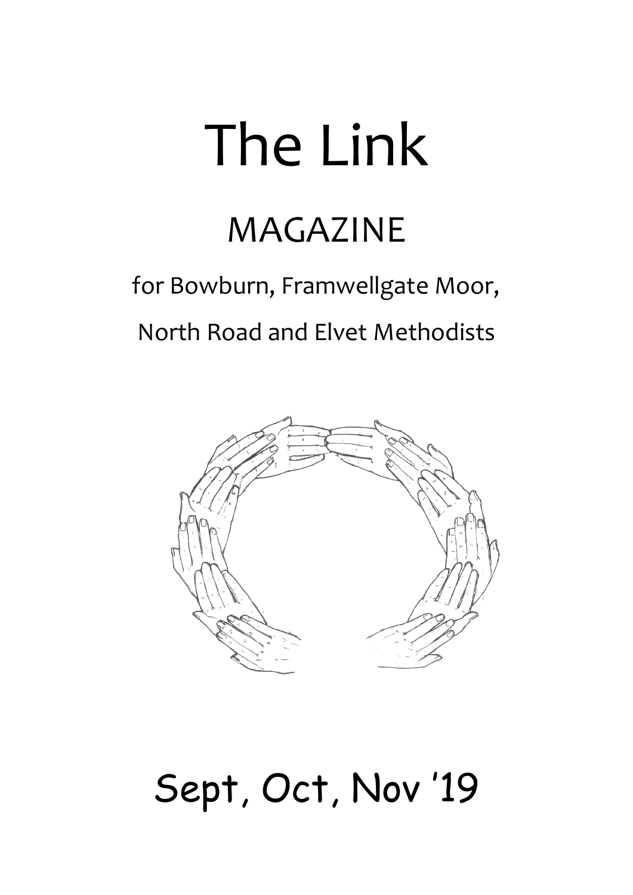# The Link

## MAGAZINE

for Bowburn, Framwellgate Moor,

North Road and Elvet Methodists

Sept, Oct, Nov '19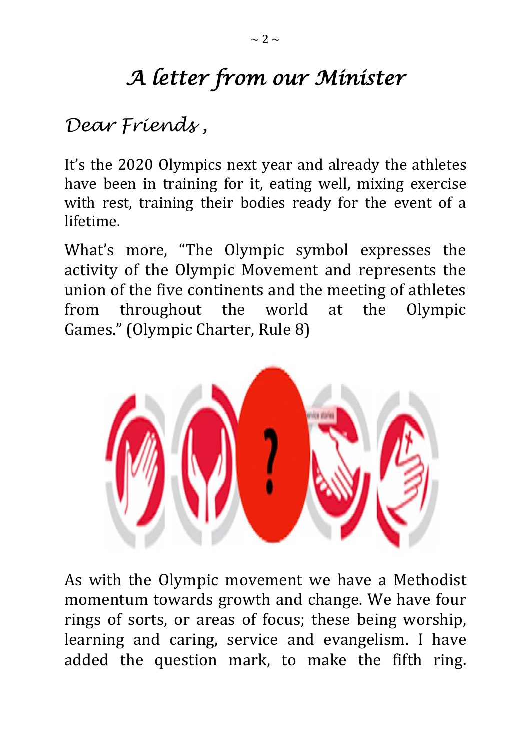# *A letter from our Minister*

*Dear Friends ,*

It's the 2020 Olympics next year and already the athletes have been in training for it, eating well, mixing exercise with rest, training their bodies ready for the event of a lifetime.

What's more, "The Olympic symbol expresses the activity of the Olympic Movement and represents the union of the five continents and the meeting of athletes from throughout the world at the Olympic Games." (Olympic Charter, Rule 8)

As with the Olympic movement we have a Methodist momentum towards growth and change. We have four rings of sorts, or areas of focus; these being worship, learning and caring, service and evangelism. I have added the question mark, to make the fifth ring.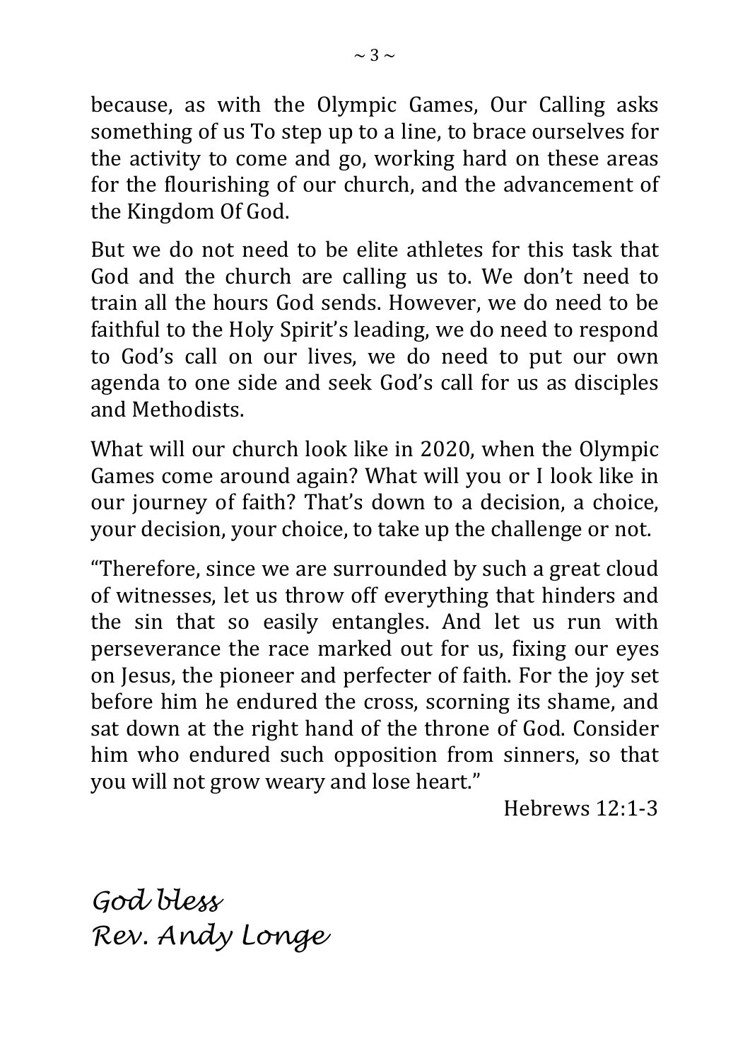because, as with the Olympic Games, Our Calling asks something of us To step up to a line, to brace ourselves for the activity to come and go, working hard on these areas for the flourishing of our church, and the advancement of the Kingdom Of God.

But we do not need to be elite athletes for this task that God and the church are calling us to. We don't need to train all the hours God sends. However, we do need to be faithful to the Holy Spirit's leading, we do need to respond to God's call on our lives, we do need to put our own agenda to one side and seek God's call for us as disciples and Methodists.

What will our church look like in 2020, when the Olympic Games come around again? What will you or I look like in our journey of faith? That's down to a decision, a choice, your decision, your choice, to take up the challenge or not.

"Therefore, since we are surrounded by such a great cloud of witnesses, let us throw off everything that hinders and the sin that so easily entangles. And let us run with perseverance the race marked out for us, fixing our eyes on Jesus, the pioneer and perfecter of faith. For the joy set before him he endured the cross, scorning its shame, and sat down at the right hand of the throne of God. Consider him who endured such opposition from sinners, so that you will not grow weary and lose heart."

Hebrews 12:1-3

*God bless*
*Rev. Andy Longe*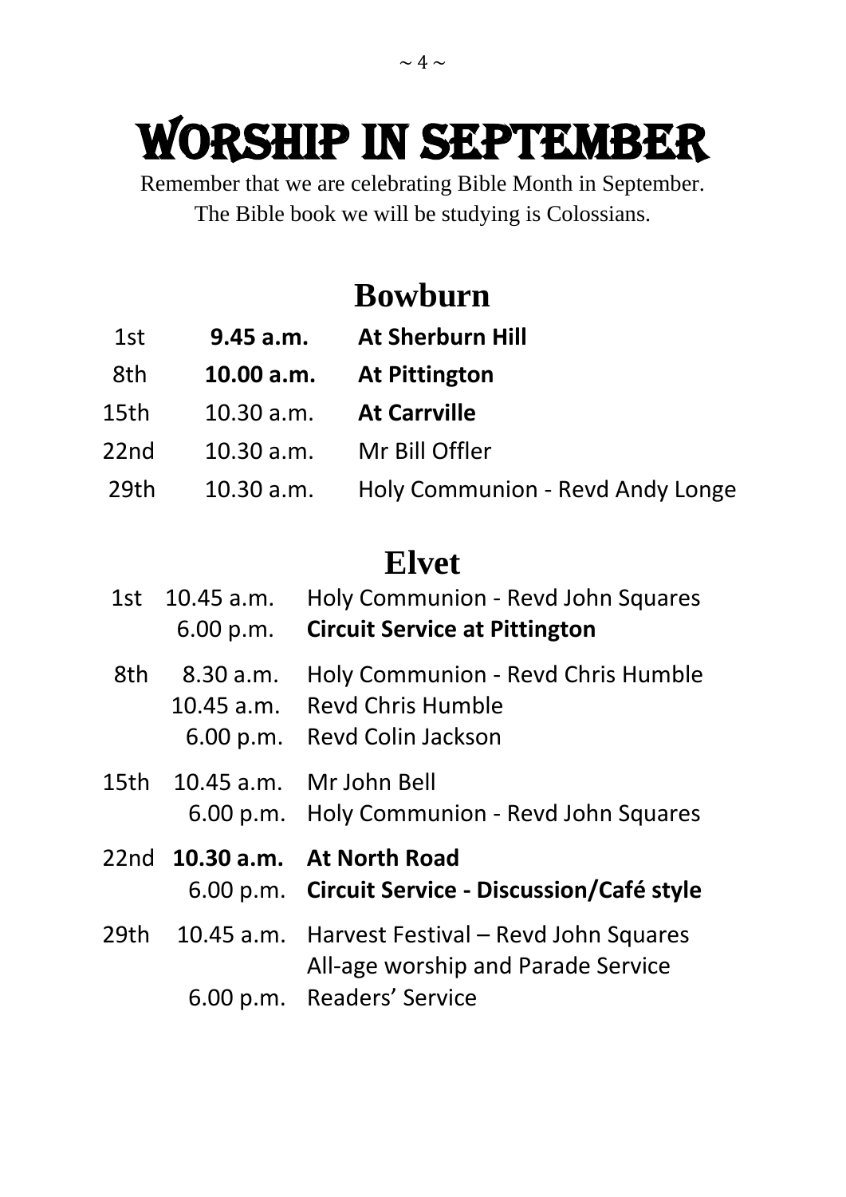# WORSHIP IN SEPTEMBER

Remember that we are celebrating Bible Month in September.
The Bible book we will be studying is Colossians.

## Bowburn

| | | |
|---|---|---|
| 1st | **9.45 a.m.** | **At Sherburn Hill** |
| 8th | **10.00 a.m.** | **At Pittington** |
| 15th | 10.30 a.m. | **At Carrville** |
| 22nd | 10.30 a.m. | Mr Bill Offler |
| 29th | 10.30 a.m. | Holy Communion - Revd Andy Longe |

## Elvet

| | | |
|---|---|---|
| 1st | 10.45 a.m. | Holy Communion - Revd John Squares |
| | 6.00 p.m. | **Circuit Service at Pittington** |
| 8th | 8.30 a.m. | Holy Communion - Revd Chris Humble |
| | 10.45 a.m. | Revd Chris Humble |
| | 6.00 p.m. | Revd Colin Jackson |
| 15th | 10.45 a.m. | Mr John Bell |
| | 6.00 p.m. | Holy Communion - Revd John Squares |
| 22nd | **10.30 a.m.** | **At North Road** |
| | 6.00 p.m. | **Circuit Service - Discussion/Café style** |
| 29th | 10.45 a.m. | Harvest Festival – Revd John Squares All-age worship and Parade Service |
| | 6.00 p.m. | Readers' Service |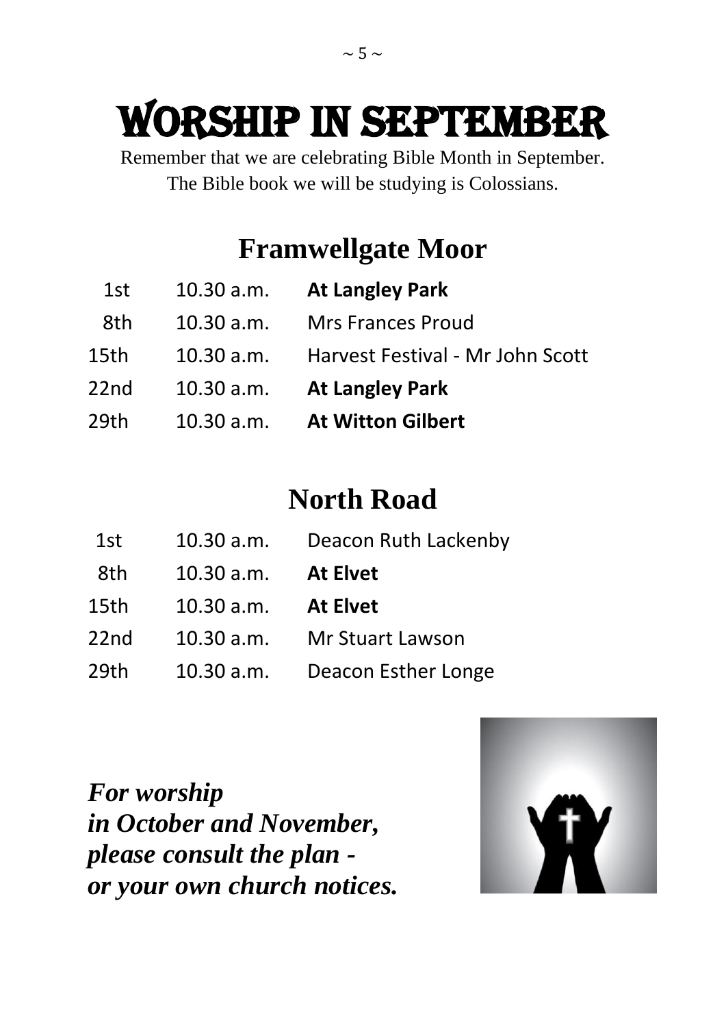# Worship in September

Remember that we are celebrating Bible Month in September.
The Bible book we will be studying is Colossians.

## Framwellgate Moor

| | | |
|---|---|---|
| 1st | 10.30 a.m. | **At Langley Park** |
| 8th | 10.30 a.m. | Mrs Frances Proud |
| 15th | 10.30 a.m. | Harvest Festival - Mr John Scott |
| 22nd | 10.30 a.m. | **At Langley Park** |
| 29th | 10.30 a.m. | **At Witton Gilbert** |

## North Road

| | | |
|---|---|---|
| 1st | 10.30 a.m. | Deacon Ruth Lackenby |
| 8th | 10.30 a.m. | **At Elvet** |
| 15th | 10.30 a.m. | **At Elvet** |
| 22nd | 10.30 a.m. | Mr Stuart Lawson |
| 29th | 10.30 a.m. | Deacon Esther Longe |

***For worship in October and November, please consult the plan - or your own church notices.***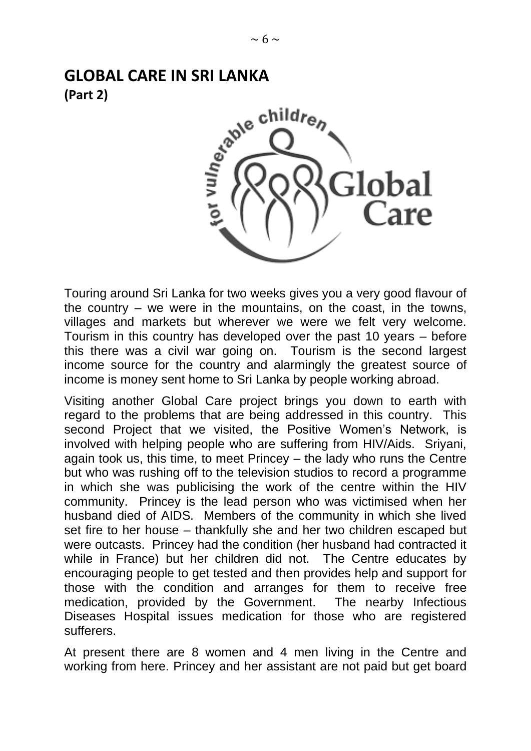# GLOBAL CARE IN SRI LANKA

**(Part 2)**

Touring around Sri Lanka for two weeks gives you a very good flavour of the country – we were in the mountains, on the coast, in the towns, villages and markets but wherever we were we felt very welcome. Tourism in this country has developed over the past 10 years – before this there was a civil war going on. Tourism is the second largest income source for the country and alarmingly the greatest source of income is money sent home to Sri Lanka by people working abroad.

Visiting another Global Care project brings you down to earth with regard to the problems that are being addressed in this country. This second Project that we visited, the Positive Women's Network, is involved with helping people who are suffering from HIV/Aids. Sriyani, again took us, this time, to meet Princey – the lady who runs the Centre but who was rushing off to the television studios to record a programme in which she was publicising the work of the centre within the HIV community. Princey is the lead person who was victimised when her husband died of AIDS. Members of the community in which she lived set fire to her house – thankfully she and her two children escaped but were outcasts. Princey had the condition (her husband had contracted it while in France) but her children did not. The Centre educates by encouraging people to get tested and then provides help and support for those with the condition and arranges for them to receive free medication, provided by the Government. The nearby Infectious Diseases Hospital issues medication for those who are registered sufferers.

At present there are 8 women and 4 men living in the Centre and working from here. Princey and her assistant are not paid but get board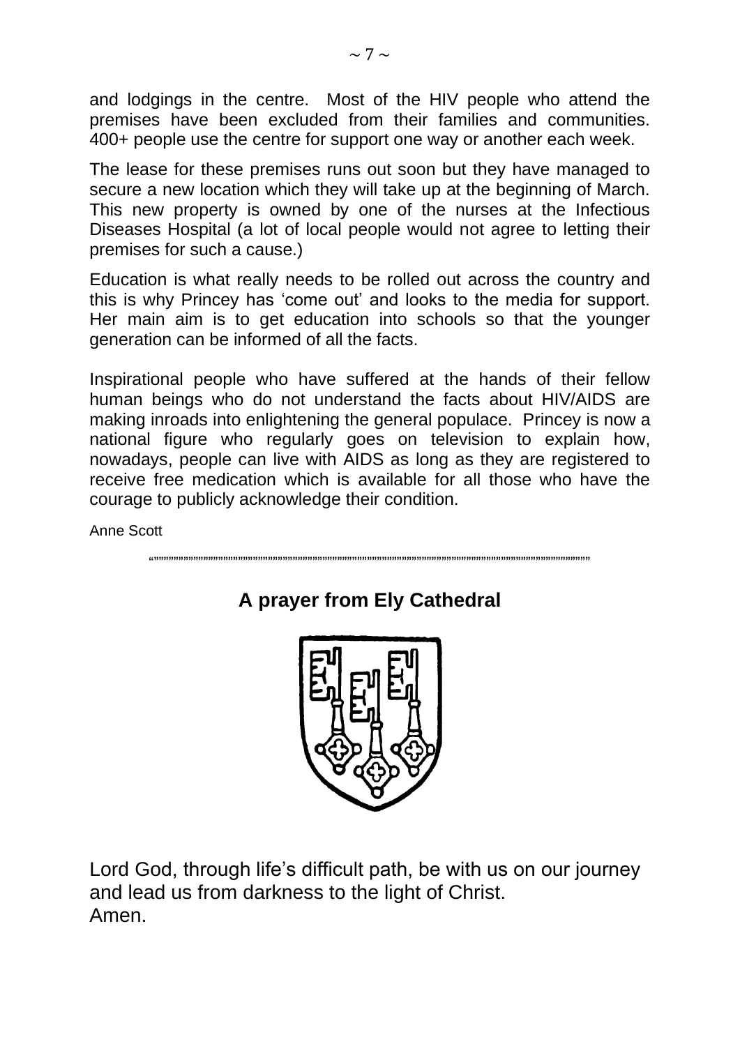and lodgings in the centre. Most of the HIV people who attend the premises have been excluded from their families and communities. 400+ people use the centre for support one way or another each week.

The lease for these premises runs out soon but they have managed to secure a new location which they will take up at the beginning of March. This new property is owned by one of the nurses at the Infectious Diseases Hospital (a lot of local people would not agree to letting their premises for such a cause.)

Education is what really needs to be rolled out across the country and this is why Princey has 'come out' and looks to the media for support. Her main aim is to get education into schools so that the younger generation can be informed of all the facts.

Inspirational people who have suffered at the hands of their fellow human beings who do not understand the facts about HIV/AIDS are making inroads into enlightening the general populace. Princey is now a national figure who regularly goes on television to explain how, nowadays, people can live with AIDS as long as they are registered to receive free medication which is available for all those who have the courage to publicly acknowledge their condition.

Anne Scott

## A prayer from Ely Cathedral

Lord God, through life's difficult path, be with us on our journey and lead us from darkness to the light of Christ.
Amen.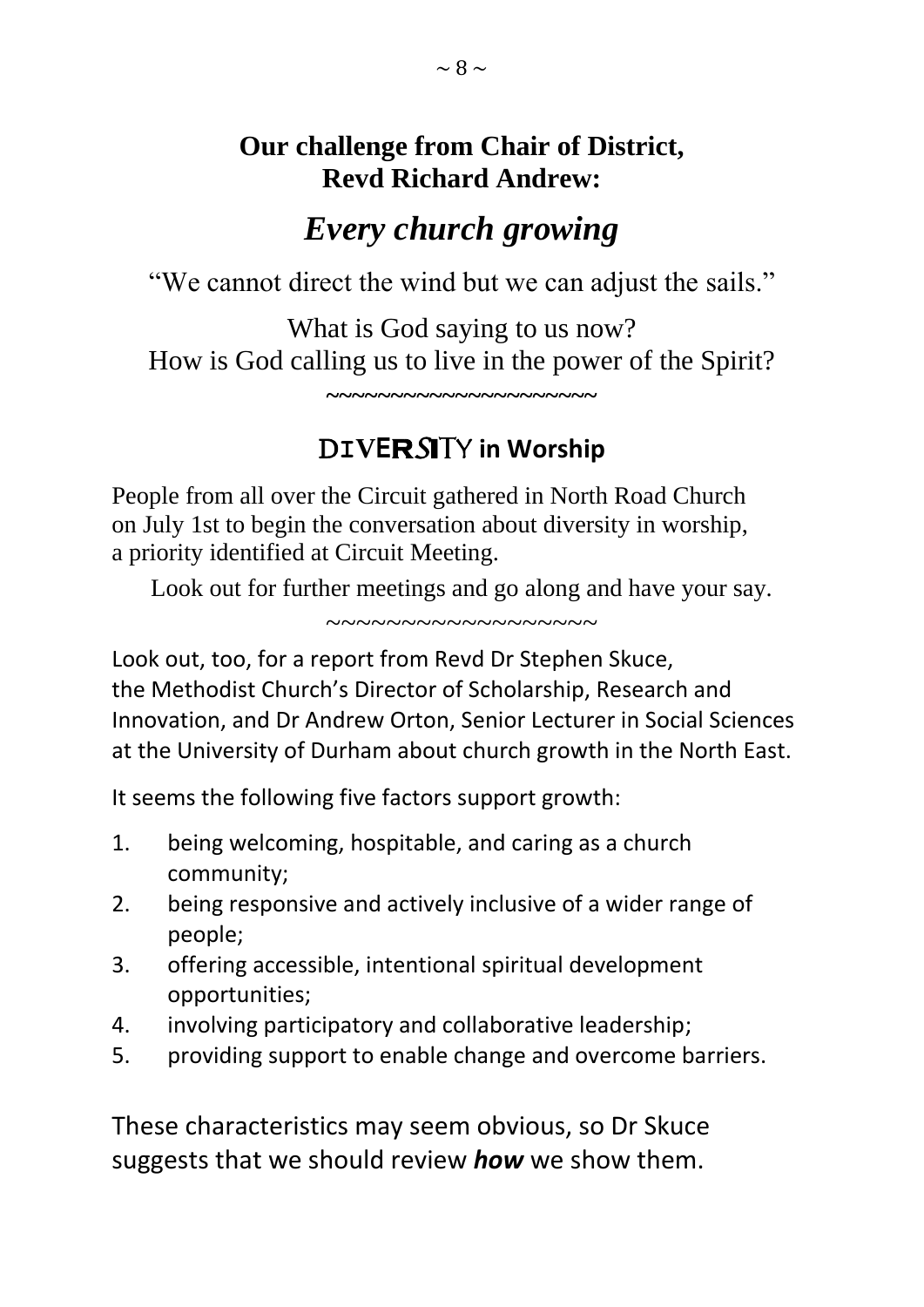## Our challenge from Chair of District, Revd Richard Andrew:

# *Every church growing*

"We cannot direct the wind but we can adjust the sails."

What is God saying to us now?
How is God calling us to live in the power of the Spirit?

~~~~~~~~~~~~~~~~~~~~~

## DIVERSITY in Worship

People from all over the Circuit gathered in North Road Church on July 1st to begin the conversation about diversity in worship, a priority identified at Circuit Meeting.

Look out for further meetings and go along and have your say.

~~~~~~~~~~~~~~~~~~~

Look out, too, for a report from Revd Dr Stephen Skuce, the Methodist Church's Director of Scholarship, Research and Innovation, and Dr Andrew Orton, Senior Lecturer in Social Sciences at the University of Durham about church growth in the North East.

It seems the following five factors support growth:

1. being welcoming, hospitable, and caring as a church community;
2. being responsive and actively inclusive of a wider range of people;
3. offering accessible, intentional spiritual development opportunities;
4. involving participatory and collaborative leadership;
5. providing support to enable change and overcome barriers.

These characteristics may seem obvious, so Dr Skuce suggests that we should review ***how*** we show them.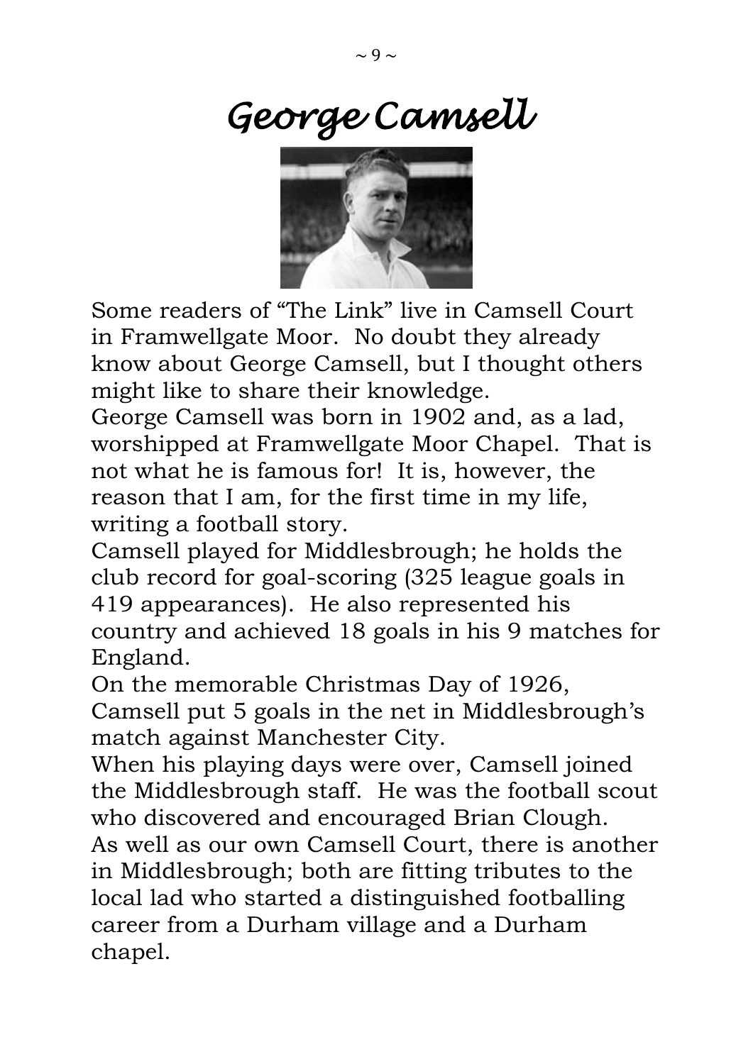# George Camsell

Some readers of "The Link" live in Camsell Court in Framwellgate Moor. No doubt they already know about George Camsell, but I thought others might like to share their knowledge.

George Camsell was born in 1902 and, as a lad, worshipped at Framwellgate Moor Chapel. That is not what he is famous for! It is, however, the reason that I am, for the first time in my life, writing a football story.

Camsell played for Middlesbrough; he holds the club record for goal-scoring (325 league goals in 419 appearances). He also represented his country and achieved 18 goals in his 9 matches for England.

On the memorable Christmas Day of 1926, Camsell put 5 goals in the net in Middlesbrough's match against Manchester City.

When his playing days were over, Camsell joined the Middlesbrough staff. He was the football scout who discovered and encouraged Brian Clough.

As well as our own Camsell Court, there is another in Middlesbrough; both are fitting tributes to the local lad who started a distinguished footballing career from a Durham village and a Durham chapel.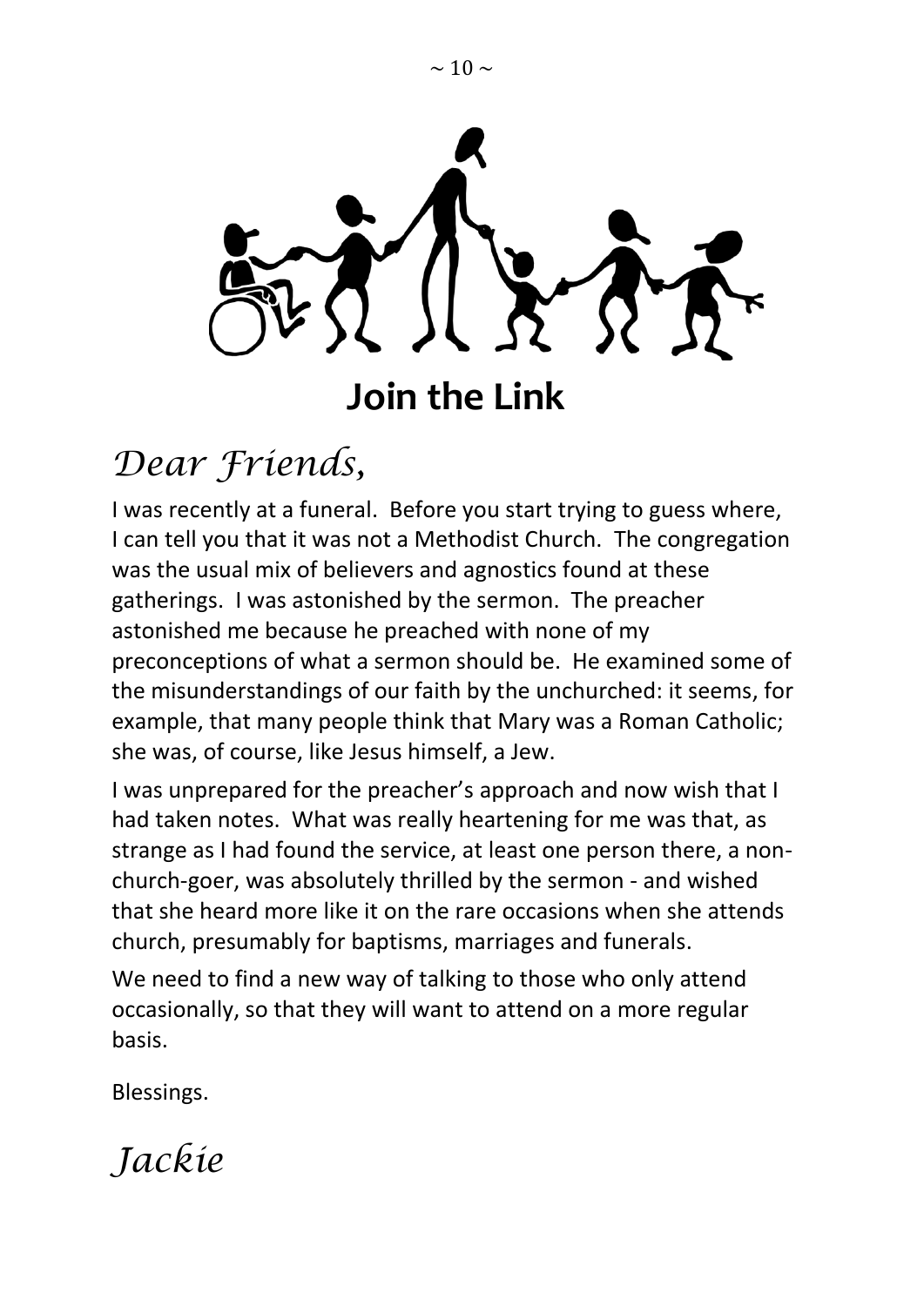# Join the Link

*Dear Friends,*

I was recently at a funeral. Before you start trying to guess where, I can tell you that it was not a Methodist Church. The congregation was the usual mix of believers and agnostics found at these gatherings. I was astonished by the sermon. The preacher astonished me because he preached with none of my preconceptions of what a sermon should be. He examined some of the misunderstandings of our faith by the unchurched: it seems, for example, that many people think that Mary was a Roman Catholic; she was, of course, like Jesus himself, a Jew.

I was unprepared for the preacher's approach and now wish that I had taken notes. What was really heartening for me was that, as strange as I had found the service, at least one person there, a non-church-goer, was absolutely thrilled by the sermon - and wished that she heard more like it on the rare occasions when she attends church, presumably for baptisms, marriages and funerals.

We need to find a new way of talking to those who only attend occasionally, so that they will want to attend on a more regular basis.

Blessings.

*Jackie*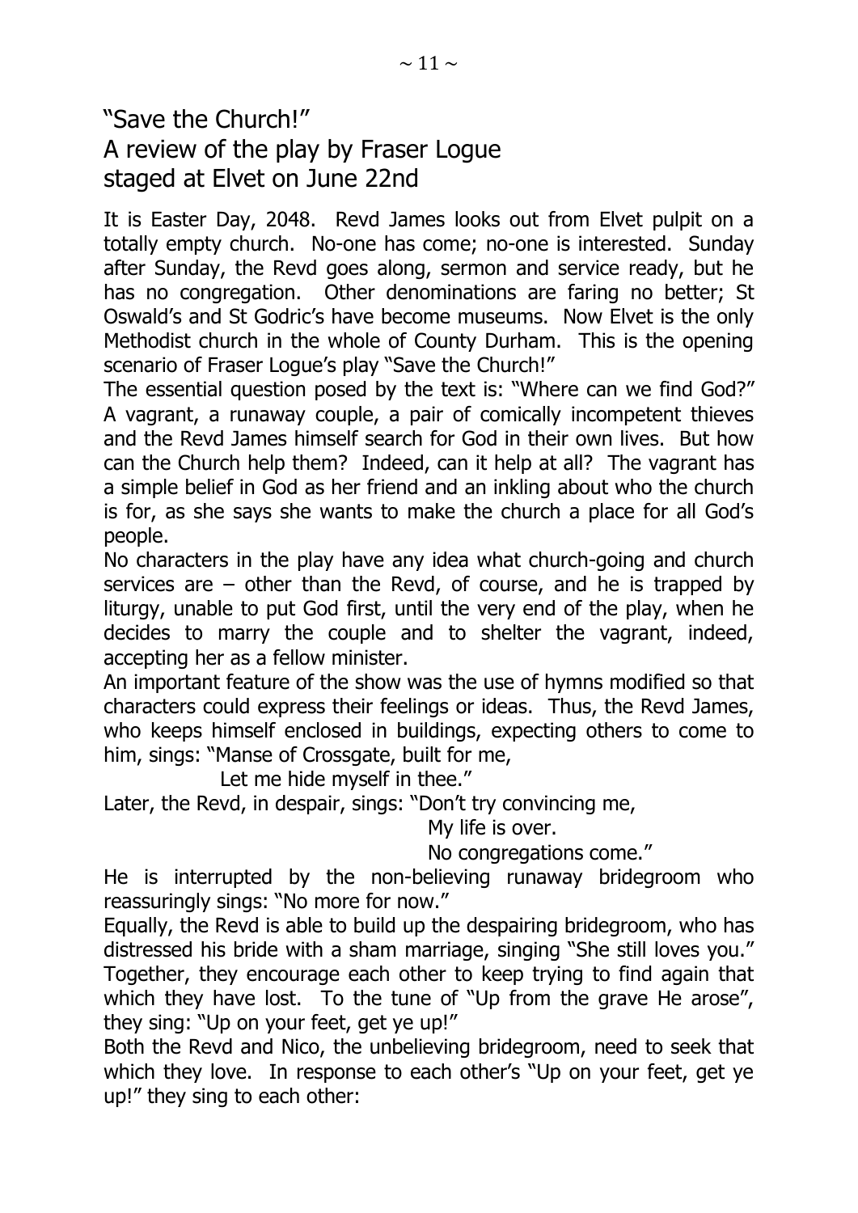# "Save the Church!"
# A review of the play by Fraser Logue staged at Elvet on June 22nd

It is Easter Day, 2048. Revd James looks out from Elvet pulpit on a totally empty church. No-one has come; no-one is interested. Sunday after Sunday, the Revd goes along, sermon and service ready, but he has no congregation. Other denominations are faring no better; St Oswald's and St Godric's have become museums. Now Elvet is the only Methodist church in the whole of County Durham. This is the opening scenario of Fraser Logue's play "Save the Church!"

The essential question posed by the text is: "Where can we find God?" A vagrant, a runaway couple, a pair of comically incompetent thieves and the Revd James himself search for God in their own lives. But how can the Church help them? Indeed, can it help at all? The vagrant has a simple belief in God as her friend and an inkling about who the church is for, as she says she wants to make the church a place for all God's people.

No characters in the play have any idea what church-going and church services are – other than the Revd, of course, and he is trapped by liturgy, unable to put God first, until the very end of the play, when he decides to marry the couple and to shelter the vagrant, indeed, accepting her as a fellow minister.

An important feature of the show was the use of hymns modified so that characters could express their feelings or ideas. Thus, the Revd James, who keeps himself enclosed in buildings, expecting others to come to him, sings: "Manse of Crossgate, built for me,
Let me hide myself in thee."

Later, the Revd, in despair, sings: "Don't try convincing me,
My life is over.
No congregations come."

He is interrupted by the non-believing runaway bridegroom who reassuringly sings: "No more for now."

Equally, the Revd is able to build up the despairing bridegroom, who has distressed his bride with a sham marriage, singing "She still loves you." Together, they encourage each other to keep trying to find again that which they have lost. To the tune of "Up from the grave He arose", they sing: "Up on your feet, get ye up!"

Both the Revd and Nico, the unbelieving bridegroom, need to seek that which they love. In response to each other's "Up on your feet, get ye up!" they sing to each other: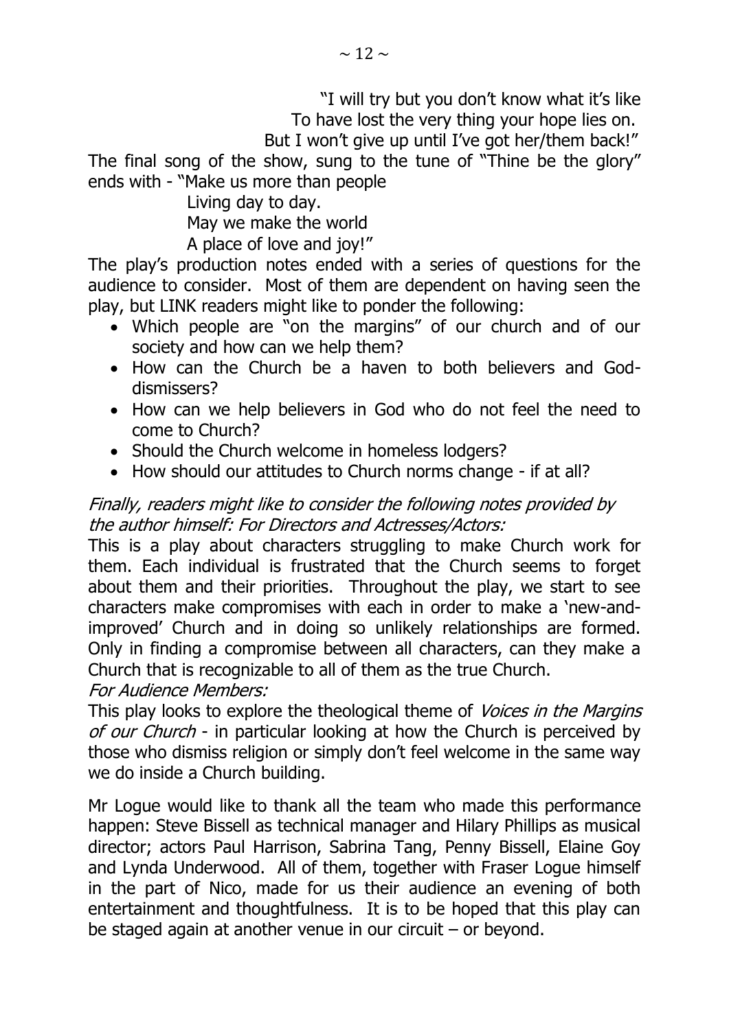"I will try but you don't know what it's like
To have lost the very thing your hope lies on.
But I won't give up until I've got her/them back!"

The final song of the show, sung to the tune of "Thine be the glory" ends with - "Make us more than people
Living day to day.
May we make the world
A place of love and joy!"

The play's production notes ended with a series of questions for the audience to consider. Most of them are dependent on having seen the play, but LINK readers might like to ponder the following:

- Which people are "on the margins" of our church and of our society and how can we help them?
- How can the Church be a haven to both believers and God-dismissers?
- How can we help believers in God who do not feel the need to come to Church?
- Should the Church welcome in homeless lodgers?
- How should our attitudes to Church norms change - if at all?

*Finally, readers might like to consider the following notes provided by the author himself: For Directors and Actresses/Actors:*

This is a play about characters struggling to make Church work for them. Each individual is frustrated that the Church seems to forget about them and their priorities. Throughout the play, we start to see characters make compromises with each in order to make a 'new-and-improved' Church and in doing so unlikely relationships are formed. Only in finding a compromise between all characters, can they make a Church that is recognizable to all of them as the true Church.

*For Audience Members:*

This play looks to explore the theological theme of *Voices in the Margins of our Church* - in particular looking at how the Church is perceived by those who dismiss religion or simply don't feel welcome in the same way we do inside a Church building.

Mr Logue would like to thank all the team who made this performance happen: Steve Bissell as technical manager and Hilary Phillips as musical director; actors Paul Harrison, Sabrina Tang, Penny Bissell, Elaine Goy and Lynda Underwood. All of them, together with Fraser Logue himself in the part of Nico, made for us their audience an evening of both entertainment and thoughtfulness. It is to be hoped that this play can be staged again at another venue in our circuit – or beyond.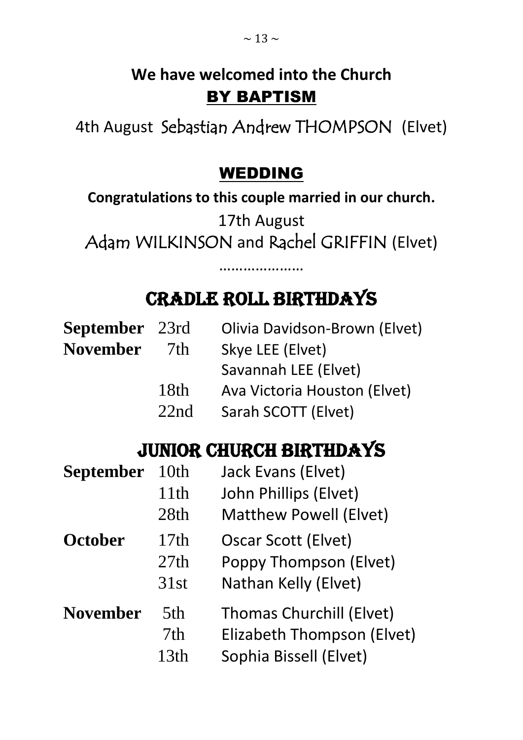## We have welcomed into the Church

## BY BAPTISM

4th August Sebastian Andrew THOMPSON (Elvet)

## WEDDING

**Congratulations to this couple married in our church.**

17th August

Adam WILKINSON and Rachel GRIFFIN (Elvet)

…………………

## CRADLE ROLL BIRTHDAYS

| | | |
|---|---|---|
| **September** | 23rd | Olivia Davidson-Brown (Elvet) |
| **November** | 7th | Skye LEE (Elvet) |
| | | Savannah LEE (Elvet) |
| | 18th | Ava Victoria Houston (Elvet) |
| | 22nd | Sarah SCOTT (Elvet) |

## JUNIOR CHURCH BIRTHDAYS

| | | |
|---|---|---|
| **September** | 10th | Jack Evans (Elvet) |
| | 11th | John Phillips (Elvet) |
| | 28th | Matthew Powell (Elvet) |
| **October** | 17th | Oscar Scott (Elvet) |
| | 27th | Poppy Thompson (Elvet) |
| | 31st | Nathan Kelly (Elvet) |
| **November** | 5th | Thomas Churchill (Elvet) |
| | 7th | Elizabeth Thompson (Elvet) |
| | 13th | Sophia Bissell (Elvet) |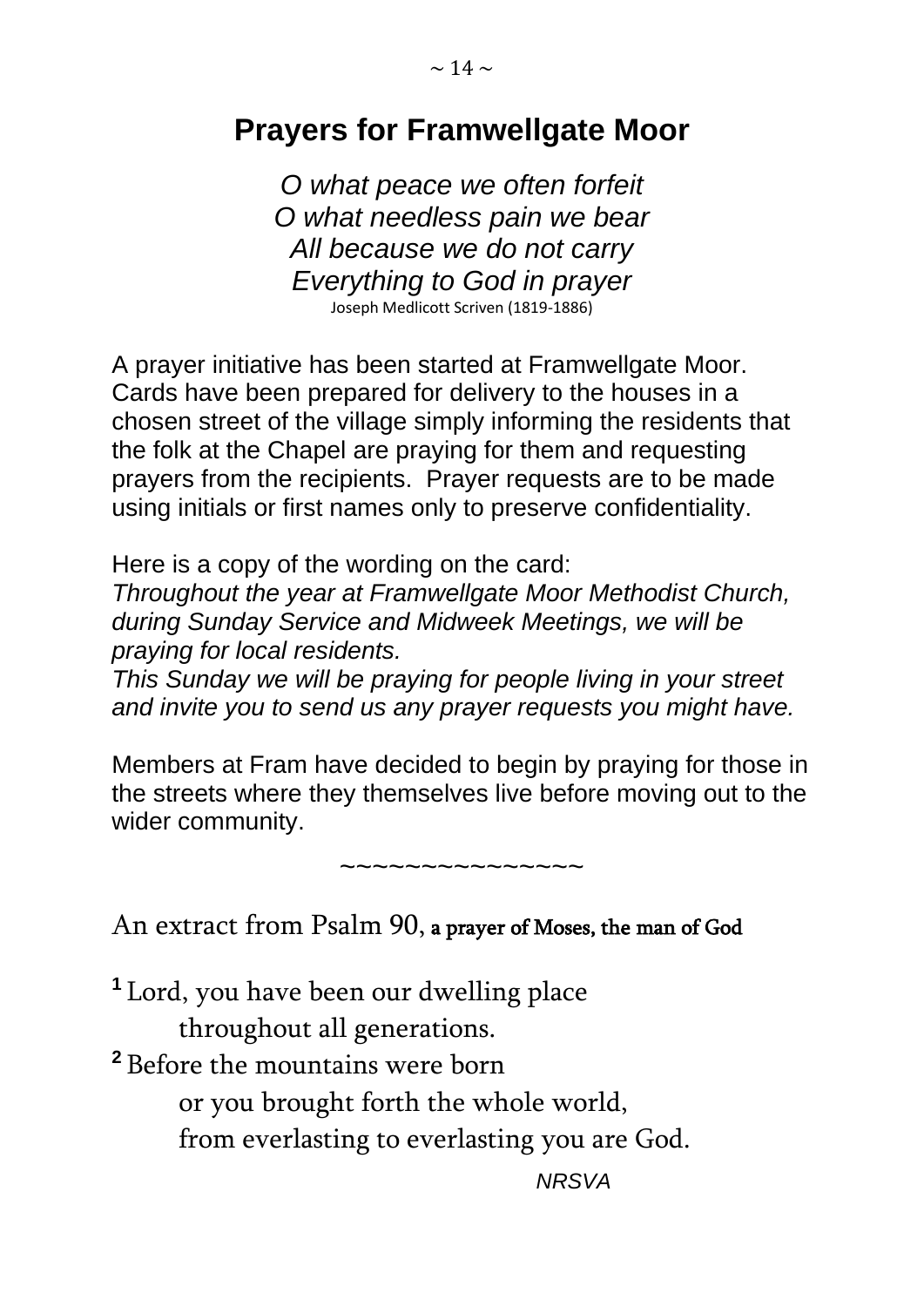# Prayers for Framwellgate Moor

*O what peace we often forfeit*
*O what needless pain we bear*
*All because we do not carry*
*Everything to God in prayer*
Joseph Medlicott Scriven (1819-1886)

A prayer initiative has been started at Framwellgate Moor. Cards have been prepared for delivery to the houses in a chosen street of the village simply informing the residents that the folk at the Chapel are praying for them and requesting prayers from the recipients. Prayer requests are to be made using initials or first names only to preserve confidentiality.

Here is a copy of the wording on the card:
*Throughout the year at Framwellgate Moor Methodist Church, during Sunday Service and Midweek Meetings, we will be praying for local residents.*
*This Sunday we will be praying for people living in your street and invite you to send us any prayer requests you might have.*

Members at Fram have decided to begin by praying for those in the streets where they themselves live before moving out to the wider community.

~~~~~~~~~~~~~~~

An extract from Psalm 90, **a prayer of Moses, the man of God**

**1** Lord, you have been our dwelling place
    throughout all generations.
**2** Before the mountains were born
    or you brought forth the whole world,
    from everlasting to everlasting you are God.

*NRSVA*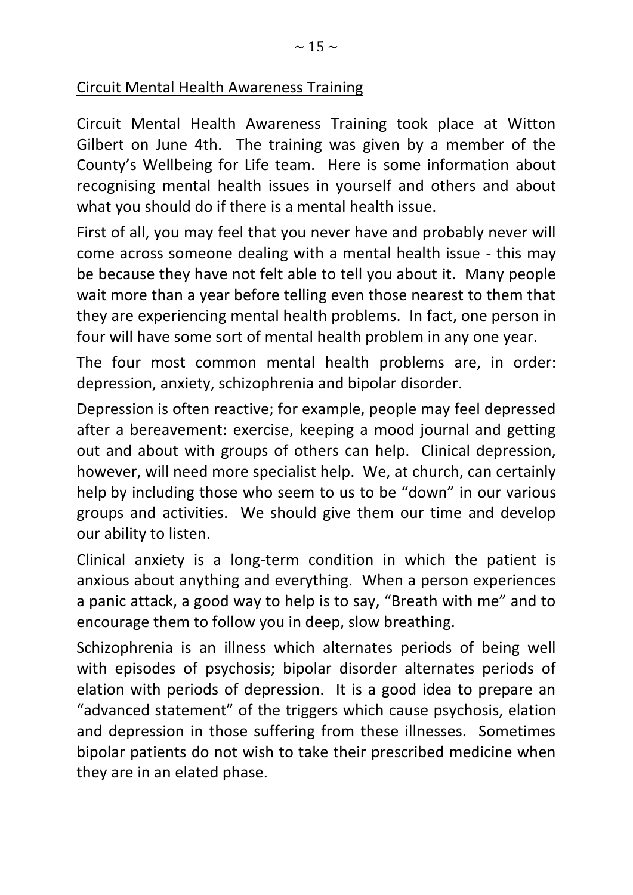## Circuit Mental Health Awareness Training

Circuit Mental Health Awareness Training took place at Witton Gilbert on June 4th. The training was given by a member of the County's Wellbeing for Life team. Here is some information about recognising mental health issues in yourself and others and about what you should do if there is a mental health issue.

First of all, you may feel that you never have and probably never will come across someone dealing with a mental health issue - this may be because they have not felt able to tell you about it. Many people wait more than a year before telling even those nearest to them that they are experiencing mental health problems. In fact, one person in four will have some sort of mental health problem in any one year.

The four most common mental health problems are, in order: depression, anxiety, schizophrenia and bipolar disorder.

Depression is often reactive; for example, people may feel depressed after a bereavement: exercise, keeping a mood journal and getting out and about with groups of others can help. Clinical depression, however, will need more specialist help. We, at church, can certainly help by including those who seem to us to be "down" in our various groups and activities. We should give them our time and develop our ability to listen.

Clinical anxiety is a long-term condition in which the patient is anxious about anything and everything. When a person experiences a panic attack, a good way to help is to say, "Breath with me" and to encourage them to follow you in deep, slow breathing.

Schizophrenia is an illness which alternates periods of being well with episodes of psychosis; bipolar disorder alternates periods of elation with periods of depression. It is a good idea to prepare an "advanced statement" of the triggers which cause psychosis, elation and depression in those suffering from these illnesses. Sometimes bipolar patients do not wish to take their prescribed medicine when they are in an elated phase.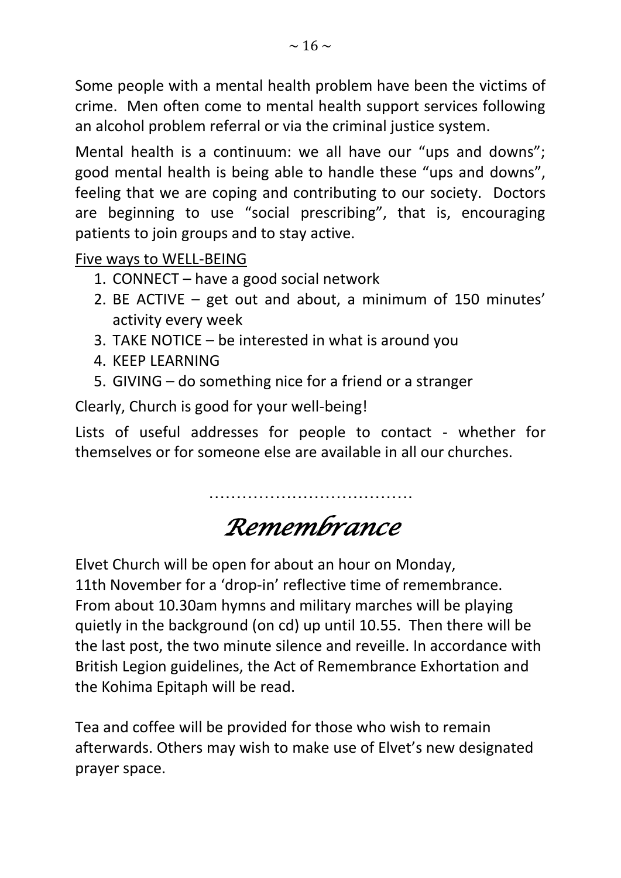Some people with a mental health problem have been the victims of crime. Men often come to mental health support services following an alcohol problem referral or via the criminal justice system.

Mental health is a continuum: we all have our "ups and downs"; good mental health is being able to handle these "ups and downs", feeling that we are coping and contributing to our society. Doctors are beginning to use "social prescribing", that is, encouraging patients to join groups and to stay active.

Five ways to WELL-BEING

1. CONNECT – have a good social network
2. BE ACTIVE – get out and about, a minimum of 150 minutes' activity every week
3. TAKE NOTICE – be interested in what is around you
4. KEEP LEARNING
5. GIVING – do something nice for a friend or a stranger

Clearly, Church is good for your well-being!

Lists of useful addresses for people to contact - whether for themselves or for someone else are available in all our churches.

……………………………….

# *Remembrance*

Elvet Church will be open for about an hour on Monday, 11th November for a 'drop-in' reflective time of remembrance. From about 10.30am hymns and military marches will be playing quietly in the background (on cd) up until 10.55. Then there will be the last post, the two minute silence and reveille. In accordance with British Legion guidelines, the Act of Remembrance Exhortation and the Kohima Epitaph will be read.

Tea and coffee will be provided for those who wish to remain afterwards. Others may wish to make use of Elvet's new designated prayer space.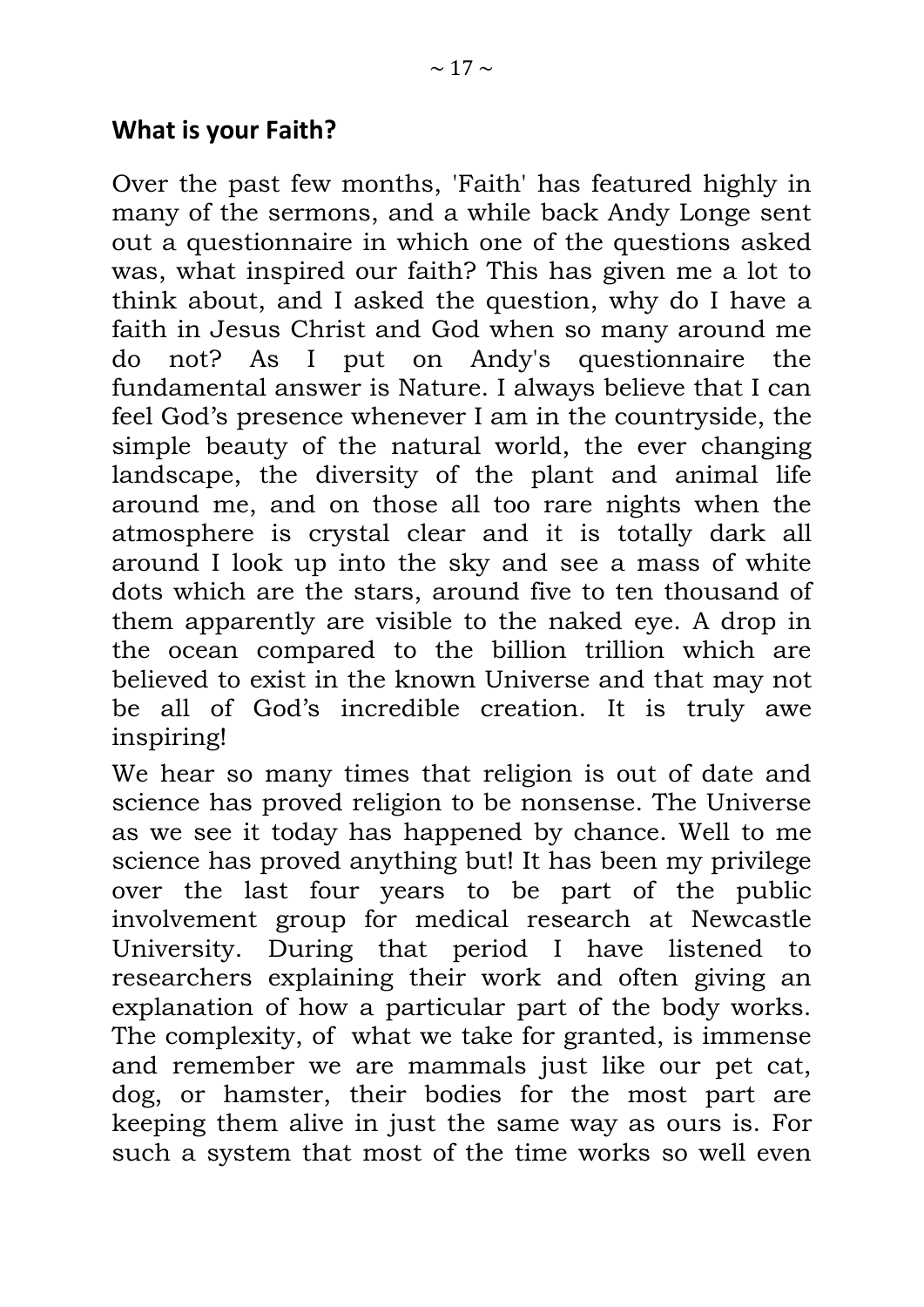## What is your Faith?

Over the past few months, 'Faith' has featured highly in many of the sermons, and a while back Andy Longe sent out a questionnaire in which one of the questions asked was, what inspired our faith? This has given me a lot to think about, and I asked the question, why do I have a faith in Jesus Christ and God when so many around me do not? As I put on Andy's questionnaire the fundamental answer is Nature. I always believe that I can feel God's presence whenever I am in the countryside, the simple beauty of the natural world, the ever changing landscape, the diversity of the plant and animal life around me, and on those all too rare nights when the atmosphere is crystal clear and it is totally dark all around I look up into the sky and see a mass of white dots which are the stars, around five to ten thousand of them apparently are visible to the naked eye. A drop in the ocean compared to the billion trillion which are believed to exist in the known Universe and that may not be all of God's incredible creation. It is truly awe inspiring!

We hear so many times that religion is out of date and science has proved religion to be nonsense. The Universe as we see it today has happened by chance. Well to me science has proved anything but! It has been my privilege over the last four years to be part of the public involvement group for medical research at Newcastle University. During that period I have listened to researchers explaining their work and often giving an explanation of how a particular part of the body works. The complexity, of what we take for granted, is immense and remember we are mammals just like our pet cat, dog, or hamster, their bodies for the most part are keeping them alive in just the same way as ours is. For such a system that most of the time works so well even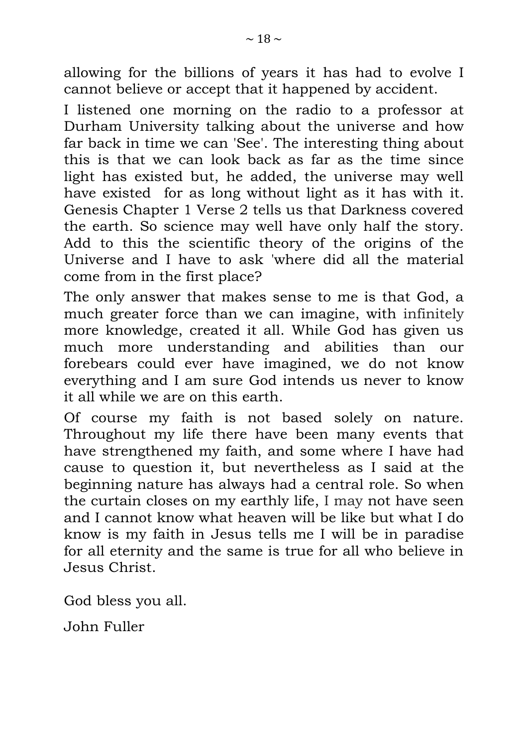allowing for the billions of years it has had to evolve I cannot believe or accept that it happened by accident.

I listened one morning on the radio to a professor at Durham University talking about the universe and how far back in time we can 'See'. The interesting thing about this is that we can look back as far as the time since light has existed but, he added, the universe may well have existed for as long without light as it has with it. Genesis Chapter 1 Verse 2 tells us that Darkness covered the earth. So science may well have only half the story. Add to this the scientific theory of the origins of the Universe and I have to ask 'where did all the material come from in the first place?

The only answer that makes sense to me is that God, a much greater force than we can imagine, with infinitely more knowledge, created it all. While God has given us much more understanding and abilities than our forebears could ever have imagined, we do not know everything and I am sure God intends us never to know it all while we are on this earth.

Of course my faith is not based solely on nature. Throughout my life there have been many events that have strengthened my faith, and some where I have had cause to question it, but nevertheless as I said at the beginning nature has always had a central role. So when the curtain closes on my earthly life, I may not have seen and I cannot know what heaven will be like but what I do know is my faith in Jesus tells me I will be in paradise for all eternity and the same is true for all who believe in Jesus Christ.

God bless you all.

John Fuller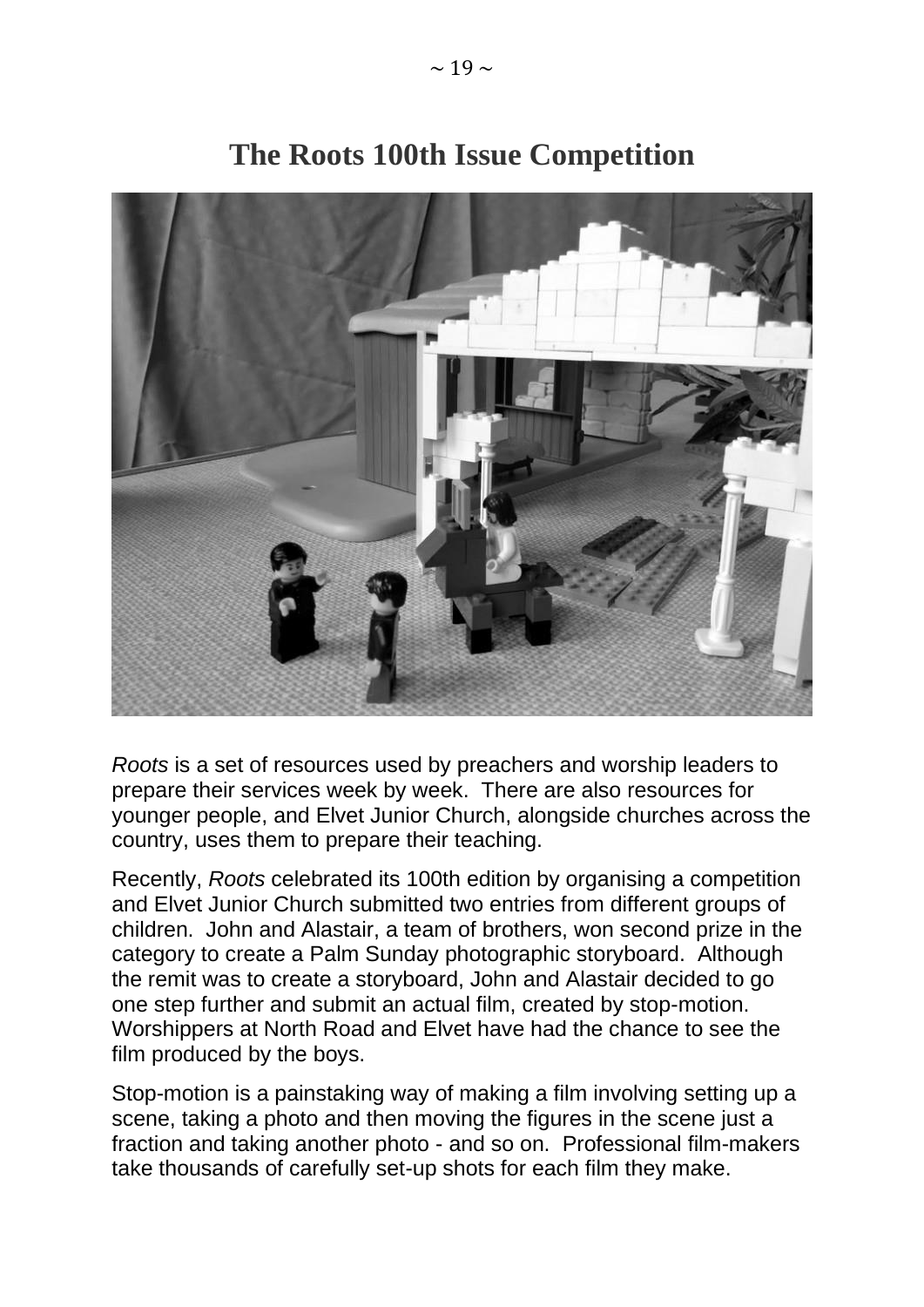# The Roots 100th Issue Competition

*Roots* is a set of resources used by preachers and worship leaders to prepare their services week by week. There are also resources for younger people, and Elvet Junior Church, alongside churches across the country, uses them to prepare their teaching.

Recently, *Roots* celebrated its 100th edition by organising a competition and Elvet Junior Church submitted two entries from different groups of children. John and Alastair, a team of brothers, won second prize in the category to create a Palm Sunday photographic storyboard. Although the remit was to create a storyboard, John and Alastair decided to go one step further and submit an actual film, created by stop-motion. Worshippers at North Road and Elvet have had the chance to see the film produced by the boys.

Stop-motion is a painstaking way of making a film involving setting up a scene, taking a photo and then moving the figures in the scene just a fraction and taking another photo - and so on. Professional film-makers take thousands of carefully set-up shots for each film they make.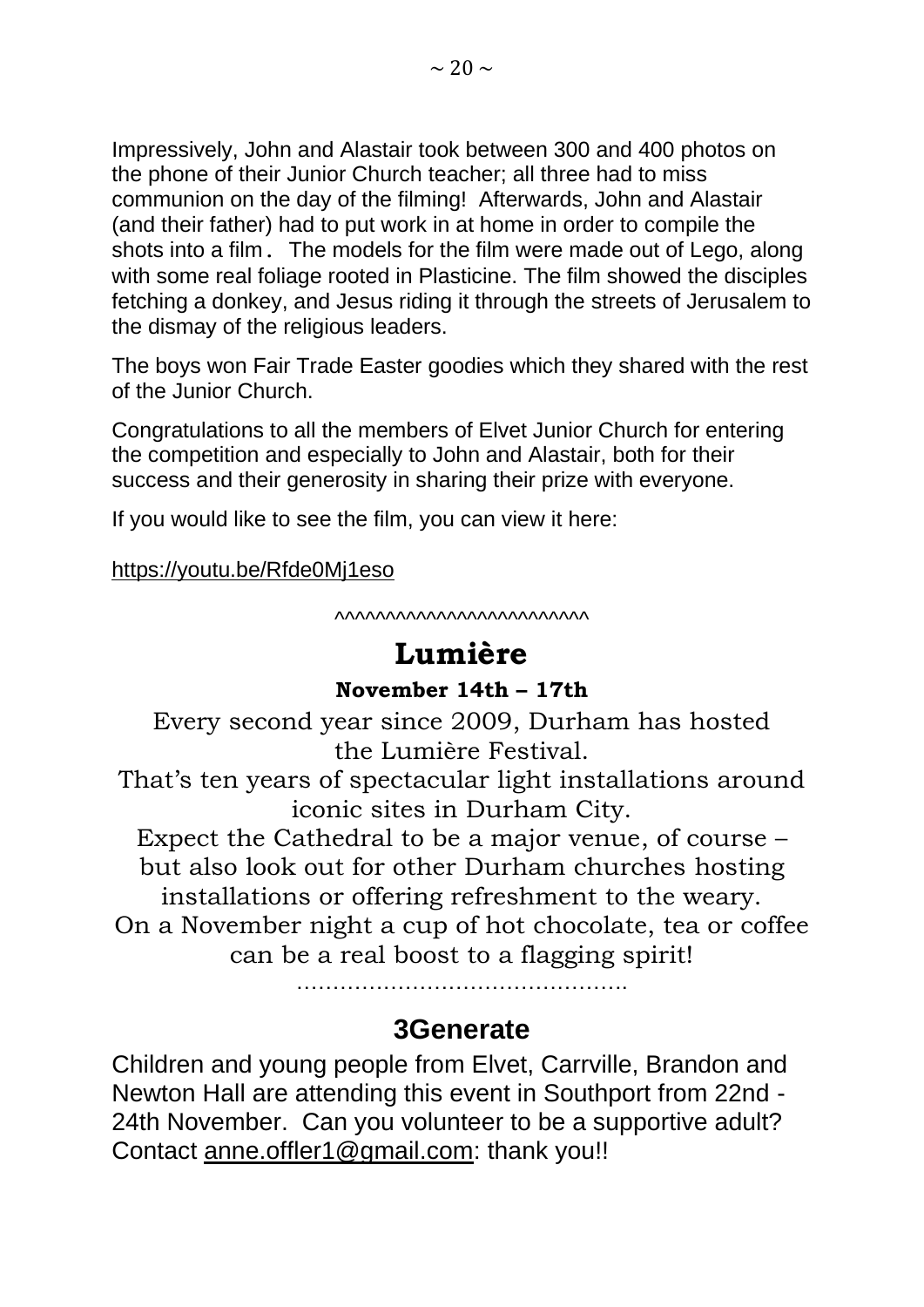Impressively, John and Alastair took between 300 and 400 photos on the phone of their Junior Church teacher; all three had to miss communion on the day of the filming! Afterwards, John and Alastair (and their father) had to put work in at home in order to compile the shots into a film. The models for the film were made out of Lego, along with some real foliage rooted in Plasticine. The film showed the disciples fetching a donkey, and Jesus riding it through the streets of Jerusalem to the dismay of the religious leaders.

The boys won Fair Trade Easter goodies which they shared with the rest of the Junior Church.

Congratulations to all the members of Elvet Junior Church for entering the competition and especially to John and Alastair, both for their success and their generosity in sharing their prize with everyone.

If you would like to see the film, you can view it here:

https://youtu.be/Rfde0Mj1eso

^^^^^^^^^^^^^^^^^^^^^^^^^^^

# Lumière

**November 14th – 17th**

Every second year since 2009, Durham has hosted the Lumière Festival.
That's ten years of spectacular light installations around iconic sites in Durham City.
Expect the Cathedral to be a major venue, of course – but also look out for other Durham churches hosting installations or offering refreshment to the weary.
On a November night a cup of hot chocolate, tea or coffee can be a real boost to a flagging spirit!

…………………………………………

## 3Generate

Children and young people from Elvet, Carrville, Brandon and Newton Hall are attending this event in Southport from 22nd - 24th November. Can you volunteer to be a supportive adult? Contact anne.offler1@gmail.com: thank you!!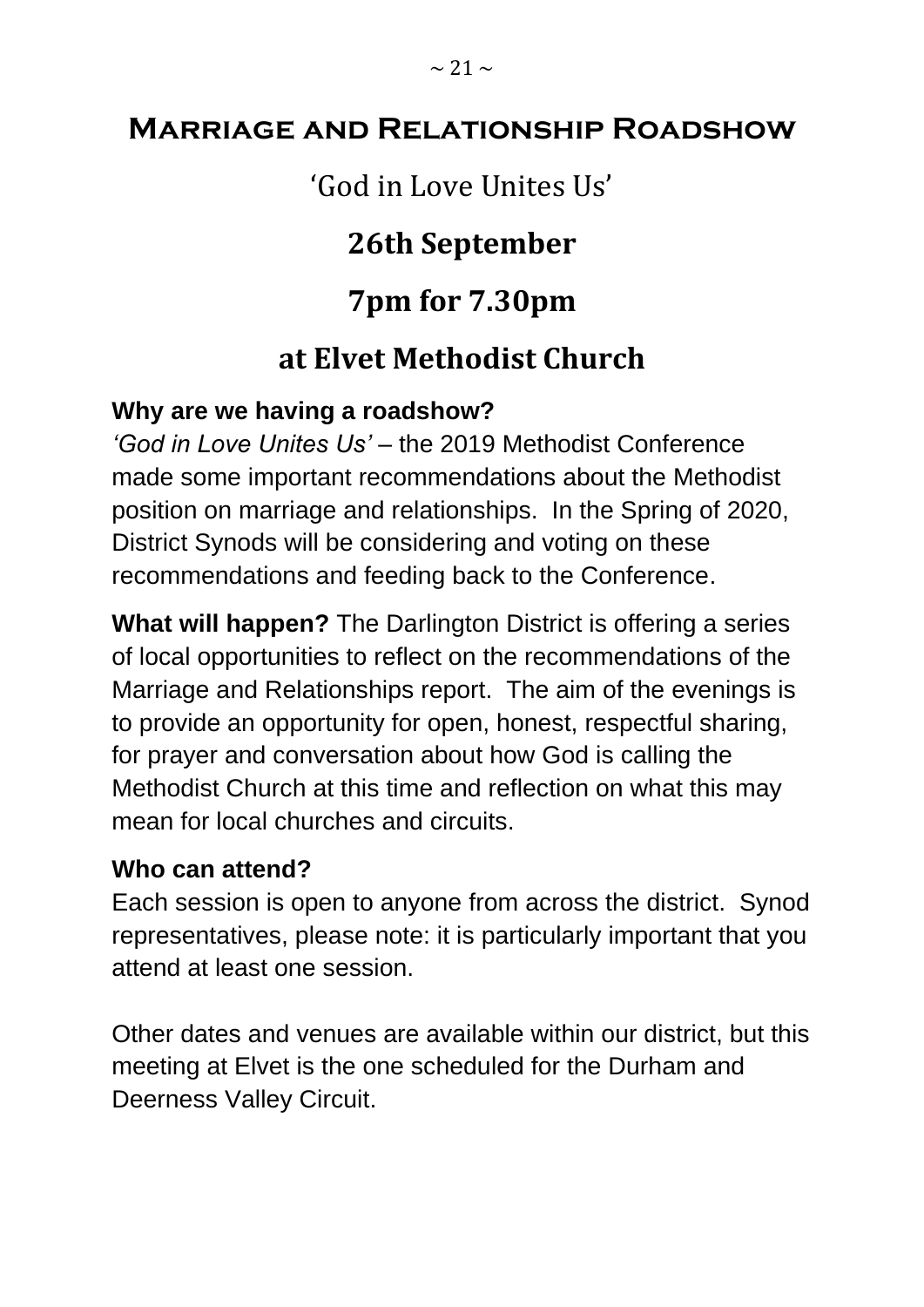# Marriage and Relationship Roadshow

'God in Love Unites Us'

## 26th September

## 7pm for 7.30pm

## at Elvet Methodist Church

**Why are we having a roadshow?**
*'God in Love Unites Us'* – the 2019 Methodist Conference made some important recommendations about the Methodist position on marriage and relationships. In the Spring of 2020, District Synods will be considering and voting on these recommendations and feeding back to the Conference.

**What will happen?** The Darlington District is offering a series of local opportunities to reflect on the recommendations of the Marriage and Relationships report. The aim of the evenings is to provide an opportunity for open, honest, respectful sharing, for prayer and conversation about how God is calling the Methodist Church at this time and reflection on what this may mean for local churches and circuits.

**Who can attend?**
Each session is open to anyone from across the district. Synod representatives, please note: it is particularly important that you attend at least one session.

Other dates and venues are available within our district, but this meeting at Elvet is the one scheduled for the Durham and Deerness Valley Circuit.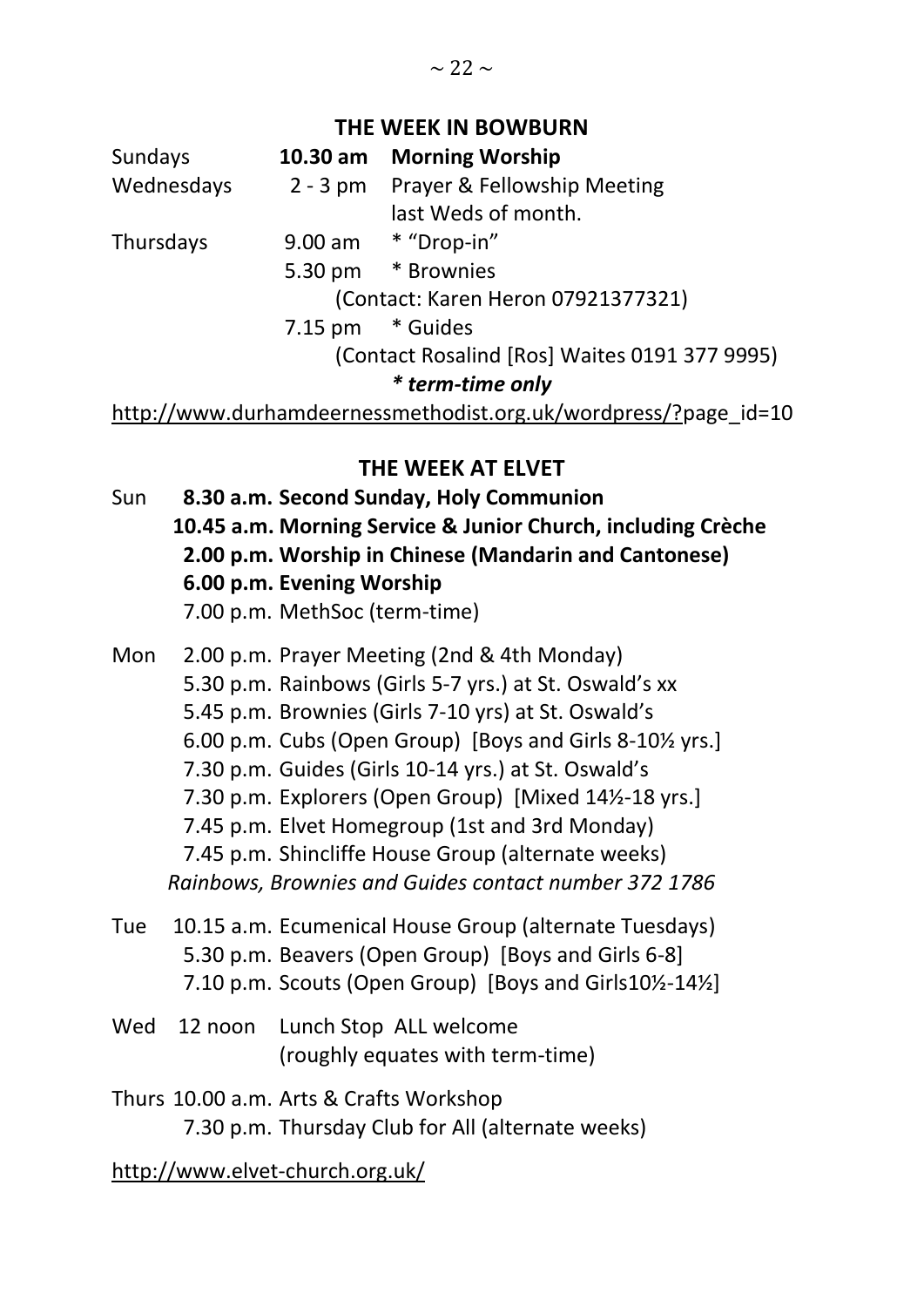## THE WEEK IN BOWBURN

| | | |
|---|---|---|
| Sundays | **10.30 am** | **Morning Worship** |
| Wednesdays | 2 - 3 pm | Prayer & Fellowship Meeting last Weds of month. |
| Thursdays | 9.00 am | * "Drop-in" |
| | 5.30 pm | * Brownies |
| | | (Contact: Karen Heron 07921377321) |
| | 7.15 pm | * Guides |
| | | (Contact Rosalind [Ros] Waites 0191 377 9995) |

***\* term-time only***

http://www.durhamdeernessmethodist.org.uk/wordpress/?page_id=10

## THE WEEK AT ELVET

Sun
**8.30 a.m. Second Sunday, Holy Communion**
**10.45 a.m. Morning Service & Junior Church, including Crèche**
**2.00 p.m. Worship in Chinese (Mandarin and Cantonese)**
**6.00 p.m. Evening Worship**
7.00 p.m. MethSoc (term-time)

Mon
2.00 p.m. Prayer Meeting (2nd & 4th Monday)
5.30 p.m. Rainbows (Girls 5-7 yrs.) at St. Oswald's xx
5.45 p.m. Brownies (Girls 7-10 yrs) at St. Oswald's
6.00 p.m. Cubs (Open Group) [Boys and Girls 8-10½ yrs.]
7.30 p.m. Guides (Girls 10-14 yrs.) at St. Oswald's
7.30 p.m. Explorers (Open Group) [Mixed 14½-18 yrs.]
7.45 p.m. Elvet Homegroup (1st and 3rd Monday)
7.45 p.m. Shincliffe House Group (alternate weeks)
*Rainbows, Brownies and Guides contact number 372 1786*

Tue
10.15 a.m. Ecumenical House Group (alternate Tuesdays)
5.30 p.m. Beavers (Open Group) [Boys and Girls 6-8]
7.10 p.m. Scouts (Open Group) [Boys and Girls10½-14½]

Wed
12 noon Lunch Stop ALL welcome
(roughly equates with term-time)

Thurs
10.00 a.m. Arts & Crafts Workshop
7.30 p.m. Thursday Club for All (alternate weeks)

http://www.elvet-church.org.uk/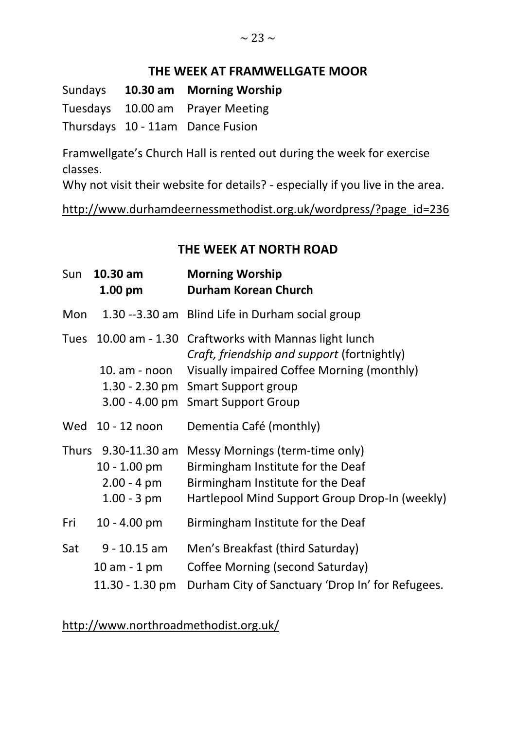## THE WEEK AT FRAMWELLGATE MOOR

| | | |
|---|---|---|
| Sundays | **10.30 am** | **Morning Worship** |
| Tuesdays | 10.00 am | Prayer Meeting |
| Thursdays | 10 - 11am | Dance Fusion |

Framwellgate's Church Hall is rented out during the week for exercise classes.
Why not visit their website for details? - especially if you live in the area.

http://www.durhamdeernessmethodist.org.uk/wordpress/?page_id=236

## THE WEEK AT NORTH ROAD

| | | |
|---|---|---|
| Sun | **10.30 am** | **Morning Worship** |
| | **1.00 pm** | **Durham Korean Church** |
| Mon | 1.30 --3.30 am | Blind Life in Durham social group |
| Tues | 10.00 am - 1.30 | Craftworks with Mannas light lunch *Craft, friendship and support* (fortnightly) |
| | 10. am - noon | Visually impaired Coffee Morning (monthly) |
| | 1.30 - 2.30 pm | Smart Support group |
| | 3.00 - 4.00 pm | Smart Support Group |
| Wed | 10 - 12 noon | Dementia Café (monthly) |
| Thurs | 9.30-11.30 am | Messy Mornings (term-time only) |
| | 10 - 1.00 pm | Birmingham Institute for the Deaf |
| | 2.00 - 4 pm | Birmingham Institute for the Deaf |
| | 1.00 - 3 pm | Hartlepool Mind Support Group Drop-In (weekly) |
| Fri | 10 - 4.00 pm | Birmingham Institute for the Deaf |
| Sat | 9 - 10.15 am | Men's Breakfast (third Saturday) |
| | 10 am - 1 pm | Coffee Morning (second Saturday) |
| | 11.30 - 1.30 pm | Durham City of Sanctuary 'Drop In' for Refugees. |

http://www.northroadmethodist.org.uk/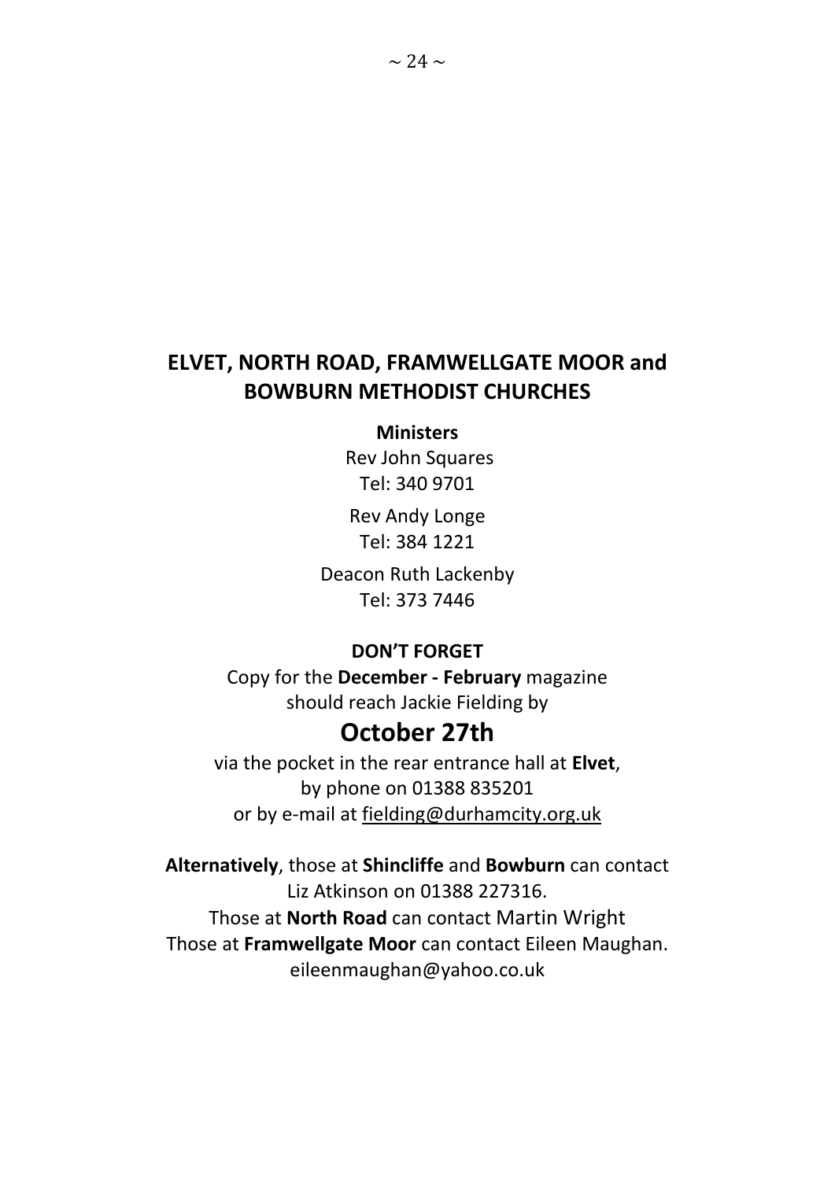## ELVET, NORTH ROAD, FRAMWELLGATE MOOR and BOWBURN METHODIST CHURCHES

**Ministers**

Rev John Squares
Tel: 340 9701

Rev Andy Longe
Tel: 384 1221

Deacon Ruth Lackenby
Tel: 373 7446

**DON'T FORGET**

Copy for the **December - February** magazine
should reach Jackie Fielding by

## October 27th

via the pocket in the rear entrance hall at **Elvet**,
by phone on 01388 835201
or by e-mail at fielding@durhamcity.org.uk

**Alternatively**, those at **Shincliffe** and **Bowburn** can contact
Liz Atkinson on 01388 227316.
Those at **North Road** can contact Martin Wright
Those at **Framwellgate Moor** can contact Eileen Maughan.
eileenmaughan@yahoo.co.uk